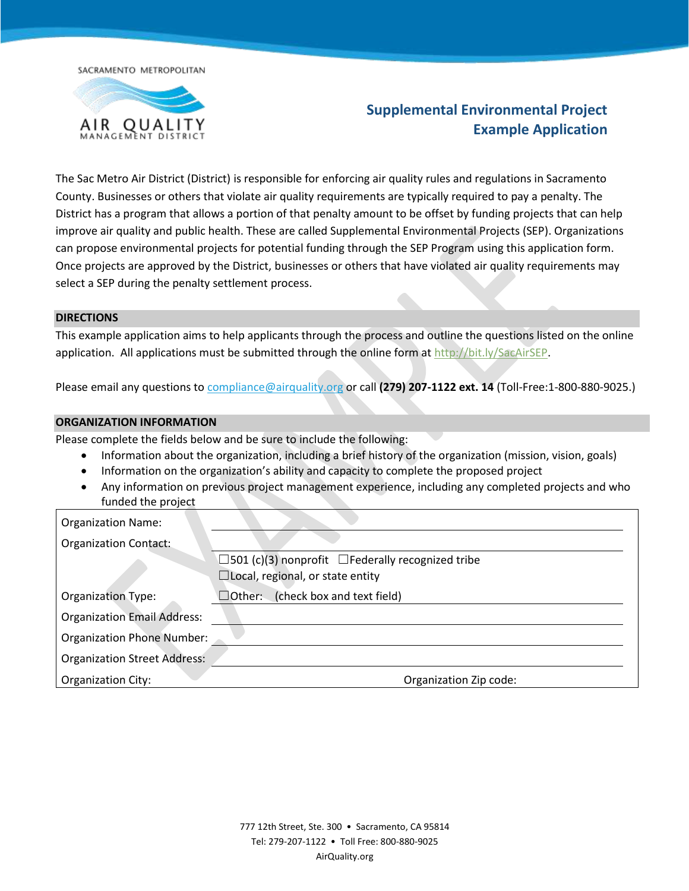SACRAMENTO METROPOLITAN AIR QUALITY MANAGEMENT DISTRICT

# Supplemental Environmental Project Example Application

The Sac Metro Air District (District) is responsible for enforcing air quality rules and regulations in Sacramento County. Businesses or others that violate air quality requirements are typically required to pay a penalty. The District has a program that allows a portion of that penalty amount to be offset by funding projects that can help improve air quality and public health. These are called Supplemental Environmental Projects (SEP). Organizations can propose environmental projects for potential funding through the SEP Program using this application form. Once projects are approved by the District, businesses or others that have violated air quality requirements may select a SEP during the penalty settlement process.

## DIRECTIONS

This example application aims to help applicants through the process and outline the questions listed on the online application. All applications must be submitted through the online form at http://bit.ly/SacAirSEP.

Please email any questions to compliance@airquality.org or call **(279) 207-1122 ext. 14** (Toll-Free:1-800-880-9025.)

## ORGANIZATION INFORMATION

Please complete the fields below and be sure to include the following:

- Information about the organization, including a brief history of the organization (mission, vision, goals)
- Information on the organization's ability and capacity to complete the proposed project
- Any information on previous project management experience, including any completed projects and who funded the project

| | |
|---|---|
| Organization Name: | |
| Organization Contact: | |
| Organization Type: | ☐501 (c)(3) nonprofit ☐Federally recognized tribe ☐Local, regional, or state entity ☐Other: (check box and text field) |
| Organization Email Address: | |
| Organization Phone Number: | |
| Organization Street Address: | |
| Organization City: | Organization Zip code: |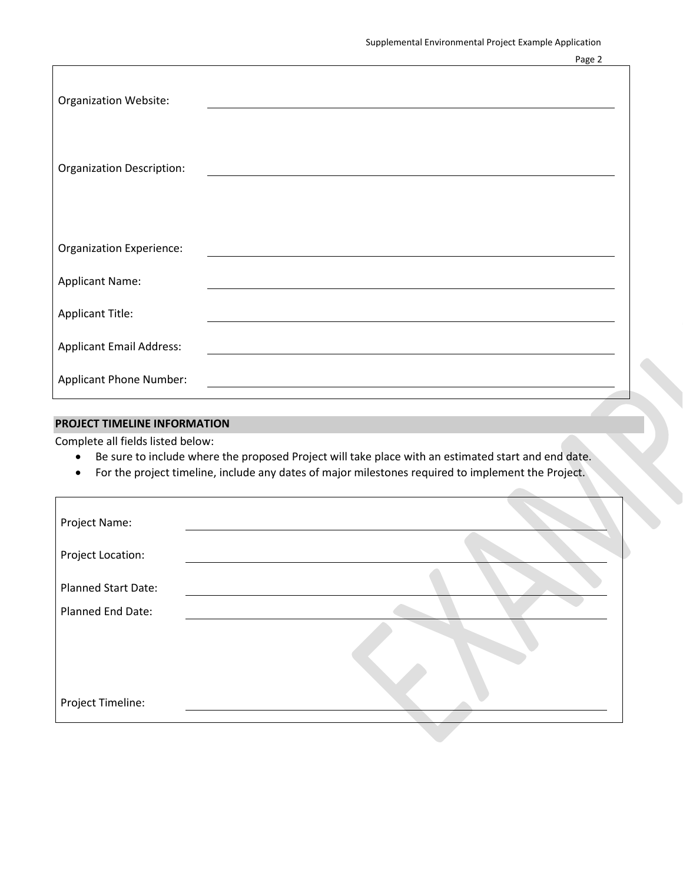Organization Website: \_\_\_\_\_\_\_\_\_\_\_\_\_\_\_\_\_\_\_\_\_\_\_\_\_\_\_\_\_\_\_\_\_\_\_\_\_\_

Organization Description: \_\_\_\_\_\_\_\_\_\_\_\_\_\_\_\_\_\_\_\_\_\_\_\_\_\_\_\_\_\_\_\_\_\_\_\_\_\_

Organization Experience: \_\_\_\_\_\_\_\_\_\_\_\_\_\_\_\_\_\_\_\_\_\_\_\_\_\_\_\_\_\_\_\_\_\_\_\_\_\_

Applicant Name: \_\_\_\_\_\_\_\_\_\_\_\_\_\_\_\_\_\_\_\_\_\_\_\_\_\_\_\_\_\_\_\_\_\_\_\_\_\_

Applicant Title: \_\_\_\_\_\_\_\_\_\_\_\_\_\_\_\_\_\_\_\_\_\_\_\_\_\_\_\_\_\_\_\_\_\_\_\_\_\_

Applicant Email Address: \_\_\_\_\_\_\_\_\_\_\_\_\_\_\_\_\_\_\_\_\_\_\_\_\_\_\_\_\_\_\_\_\_\_\_\_\_\_

Applicant Phone Number: \_\_\_\_\_\_\_\_\_\_\_\_\_\_\_\_\_\_\_\_\_\_\_\_\_\_\_\_\_\_\_\_\_\_\_\_\_\_

## PROJECT TIMELINE INFORMATION

Complete all fields listed below:

- Be sure to include where the proposed Project will take place with an estimated start and end date.
- For the project timeline, include any dates of major milestones required to implement the Project.

Project Name: \_\_\_\_\_\_\_\_\_\_\_\_\_\_\_\_\_\_\_\_\_\_\_\_\_\_\_\_\_\_\_\_\_\_\_\_\_\_

Project Location: \_\_\_\_\_\_\_\_\_\_\_\_\_\_\_\_\_\_\_\_\_\_\_\_\_\_\_\_\_\_\_\_\_\_\_\_\_\_

Planned Start Date: \_\_\_\_\_\_\_\_\_\_\_\_\_\_\_\_\_\_\_\_\_\_\_\_\_\_\_\_\_\_\_\_\_\_\_\_\_\_

Planned End Date: \_\_\_\_\_\_\_\_\_\_\_\_\_\_\_\_\_\_\_\_\_\_\_\_\_\_\_\_\_\_\_\_\_\_\_\_\_\_

Project Timeline: \_\_\_\_\_\_\_\_\_\_\_\_\_\_\_\_\_\_\_\_\_\_\_\_\_\_\_\_\_\_\_\_\_\_\_\_\_\_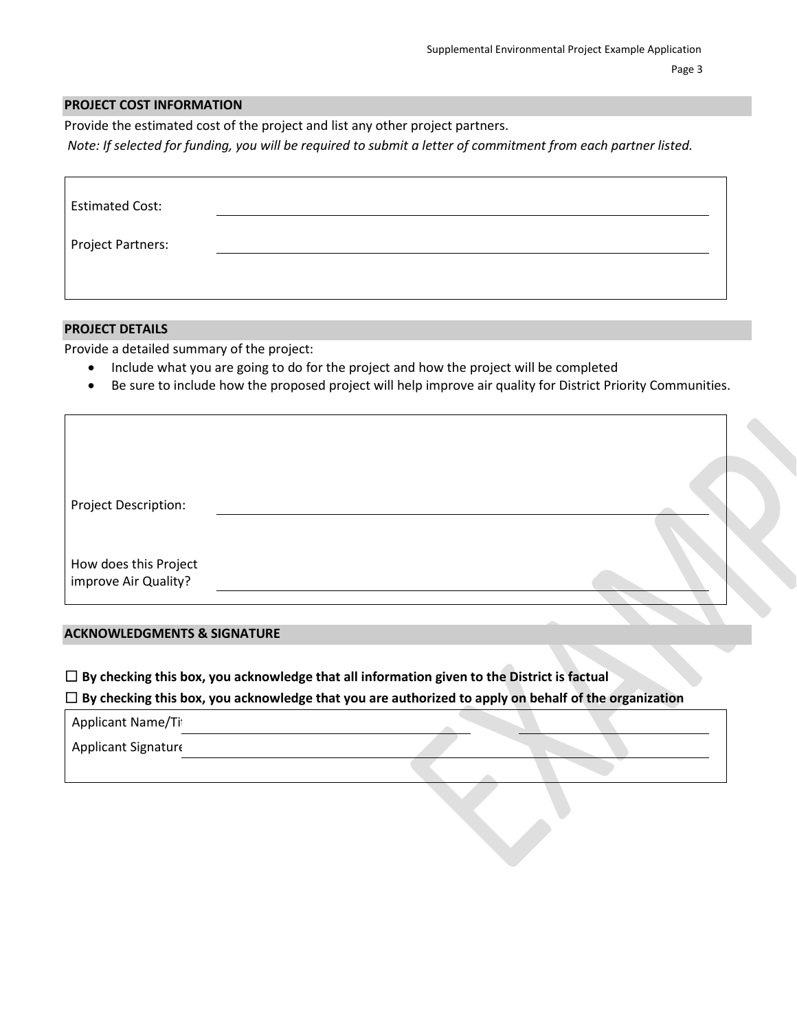## PROJECT COST INFORMATION

Provide the estimated cost of the project and list any other project partners.

*Note: If selected for funding, you will be required to submit a letter of commitment from each partner listed.*

Estimated Cost: \_\_\_\_\_\_\_\_\_\_\_\_\_\_\_\_\_\_\_\_\_\_\_\_\_\_\_\_

Project Partners: \_\_\_\_\_\_\_\_\_\_\_\_\_\_\_\_\_\_\_\_\_\_\_\_\_\_\_\_

## PROJECT DETAILS

Provide a detailed summary of the project:

- Include what you are going to do for the project and how the project will be completed
- Be sure to include how the proposed project will help improve air quality for District Priority Communities.

Project Description: \_\_\_\_\_\_\_\_\_\_\_\_\_\_\_\_\_\_\_\_\_\_\_\_\_\_\_\_

How does this Project improve Air Quality? \_\_\_\_\_\_\_\_\_\_\_\_\_\_\_\_\_\_\_\_\_\_\_\_\_\_\_\_

## ACKNOWLEDGMENTS & SIGNATURE

☐ **By checking this box, you acknowledge that all information given to the District is factual**

☐ **By checking this box, you acknowledge that you are authorized to apply on behalf of the organization**

Applicant Name/Ti \_\_\_\_\_\_\_\_\_\_\_\_\_\_\_\_\_\_\_\_\_\_\_\_\_\_\_\_ \_\_\_\_\_\_\_\_\_\_\_\_\_\_\_\_\_\_\_\_\_\_\_\_\_\_\_\_

Applicant Signature \_\_\_\_\_\_\_\_\_\_\_\_\_\_\_\_\_\_\_\_\_\_\_\_\_\_\_\_

EXAMPLE